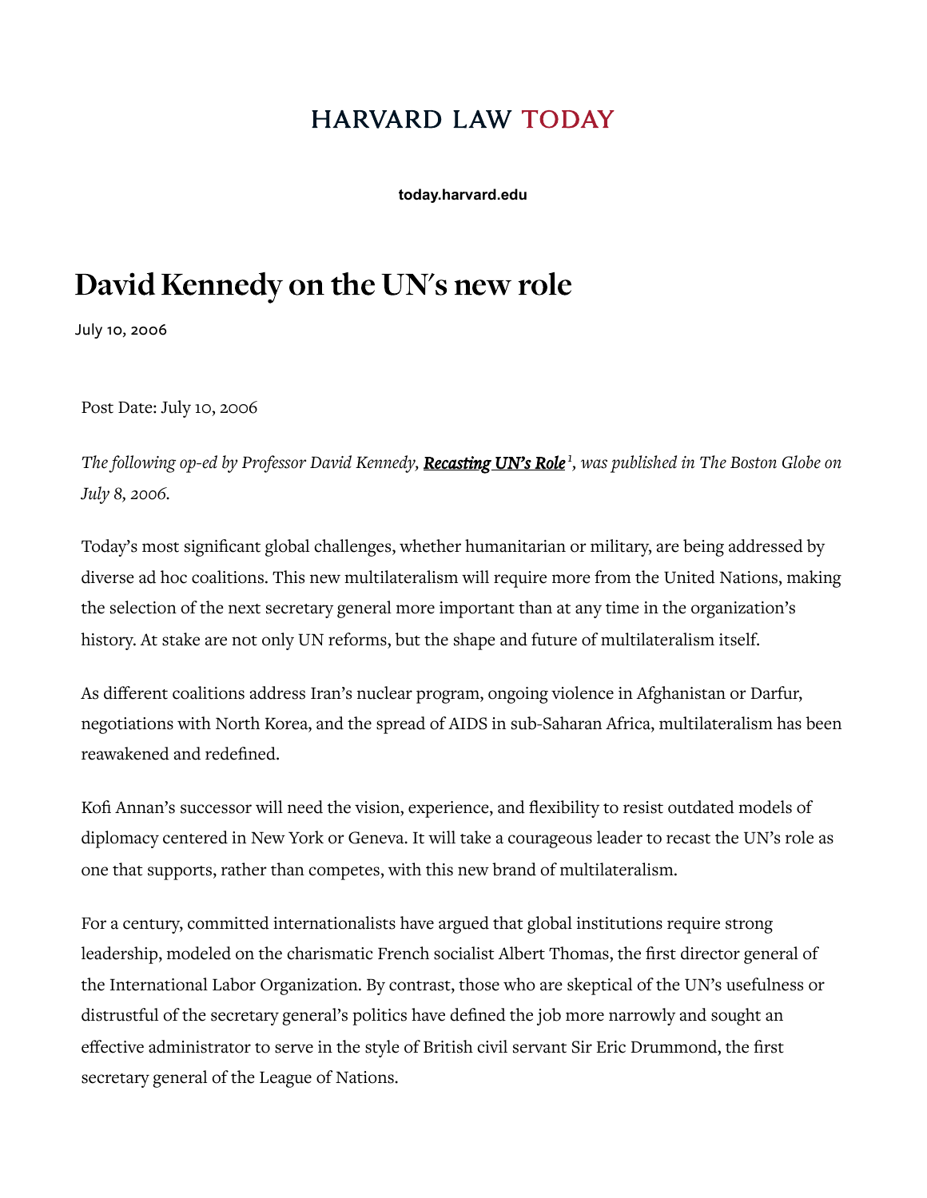HARVARD LAW TODAY

today.harvard.edu

# David Kennedy on the UN's new role

July 10, 2006

Post Date: July 10, 2006

*The following op-ed by Professor David Kennedy, **Recasting UN's Role**[1], was published in The Boston Globe on July 8, 2006.*

Today's most significant global challenges, whether humanitarian or military, are being addressed by diverse ad hoc coalitions. This new multilateralism will require more from the United Nations, making the selection of the next secretary general more important than at any time in the organization's history. At stake are not only UN reforms, but the shape and future of multilateralism itself.

As different coalitions address Iran's nuclear program, ongoing violence in Afghanistan or Darfur, negotiations with North Korea, and the spread of AIDS in sub-Saharan Africa, multilateralism has been reawakened and redefined.

Kofi Annan's successor will need the vision, experience, and flexibility to resist outdated models of diplomacy centered in New York or Geneva. It will take a courageous leader to recast the UN's role as one that supports, rather than competes, with this new brand of multilateralism.

For a century, committed internationalists have argued that global institutions require strong leadership, modeled on the charismatic French socialist Albert Thomas, the first director general of the International Labor Organization. By contrast, those who are skeptical of the UN's usefulness or distrustful of the secretary general's politics have defined the job more narrowly and sought an effective administrator to serve in the style of British civil servant Sir Eric Drummond, the first secretary general of the League of Nations.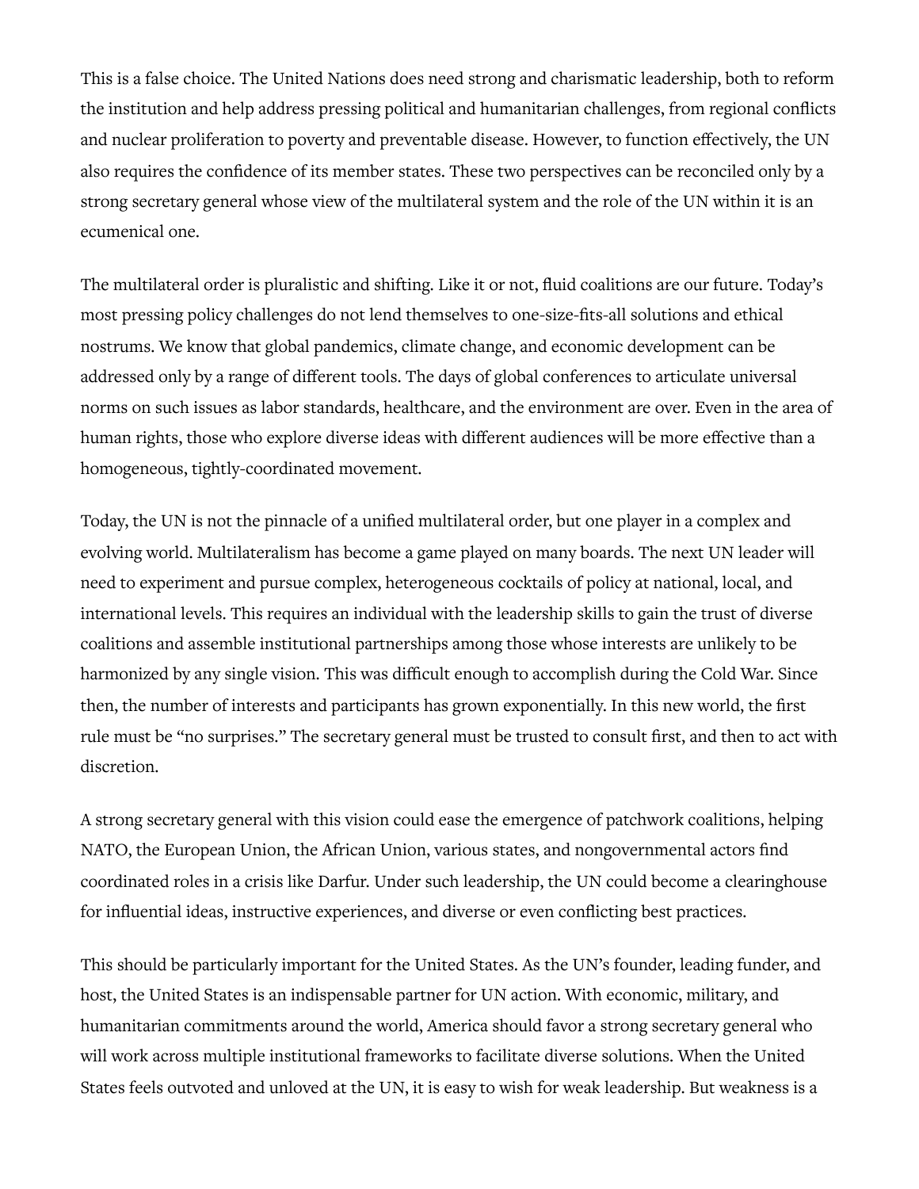This is a false choice. The United Nations does need strong and charismatic leadership, both to reform the institution and help address pressing political and humanitarian challenges, from regional conflicts and nuclear proliferation to poverty and preventable disease. However, to function effectively, the UN also requires the confidence of its member states. These two perspectives can be reconciled only by a strong secretary general whose view of the multilateral system and the role of the UN within it is an ecumenical one.

The multilateral order is pluralistic and shifting. Like it or not, fluid coalitions are our future. Today's most pressing policy challenges do not lend themselves to one-size-fits-all solutions and ethical nostrums. We know that global pandemics, climate change, and economic development can be addressed only by a range of different tools. The days of global conferences to articulate universal norms on such issues as labor standards, healthcare, and the environment are over. Even in the area of human rights, those who explore diverse ideas with different audiences will be more effective than a homogeneous, tightly-coordinated movement.

Today, the UN is not the pinnacle of a unified multilateral order, but one player in a complex and evolving world. Multilateralism has become a game played on many boards. The next UN leader will need to experiment and pursue complex, heterogeneous cocktails of policy at national, local, and international levels. This requires an individual with the leadership skills to gain the trust of diverse coalitions and assemble institutional partnerships among those whose interests are unlikely to be harmonized by any single vision. This was difficult enough to accomplish during the Cold War. Since then, the number of interests and participants has grown exponentially. In this new world, the first rule must be "no surprises." The secretary general must be trusted to consult first, and then to act with discretion.

A strong secretary general with this vision could ease the emergence of patchwork coalitions, helping NATO, the European Union, the African Union, various states, and nongovernmental actors find coordinated roles in a crisis like Darfur. Under such leadership, the UN could become a clearinghouse for influential ideas, instructive experiences, and diverse or even conflicting best practices.

This should be particularly important for the United States. As the UN's founder, leading funder, and host, the United States is an indispensable partner for UN action. With economic, military, and humanitarian commitments around the world, America should favor a strong secretary general who will work across multiple institutional frameworks to facilitate diverse solutions. When the United States feels outvoted and unloved at the UN, it is easy to wish for weak leadership. But weakness is a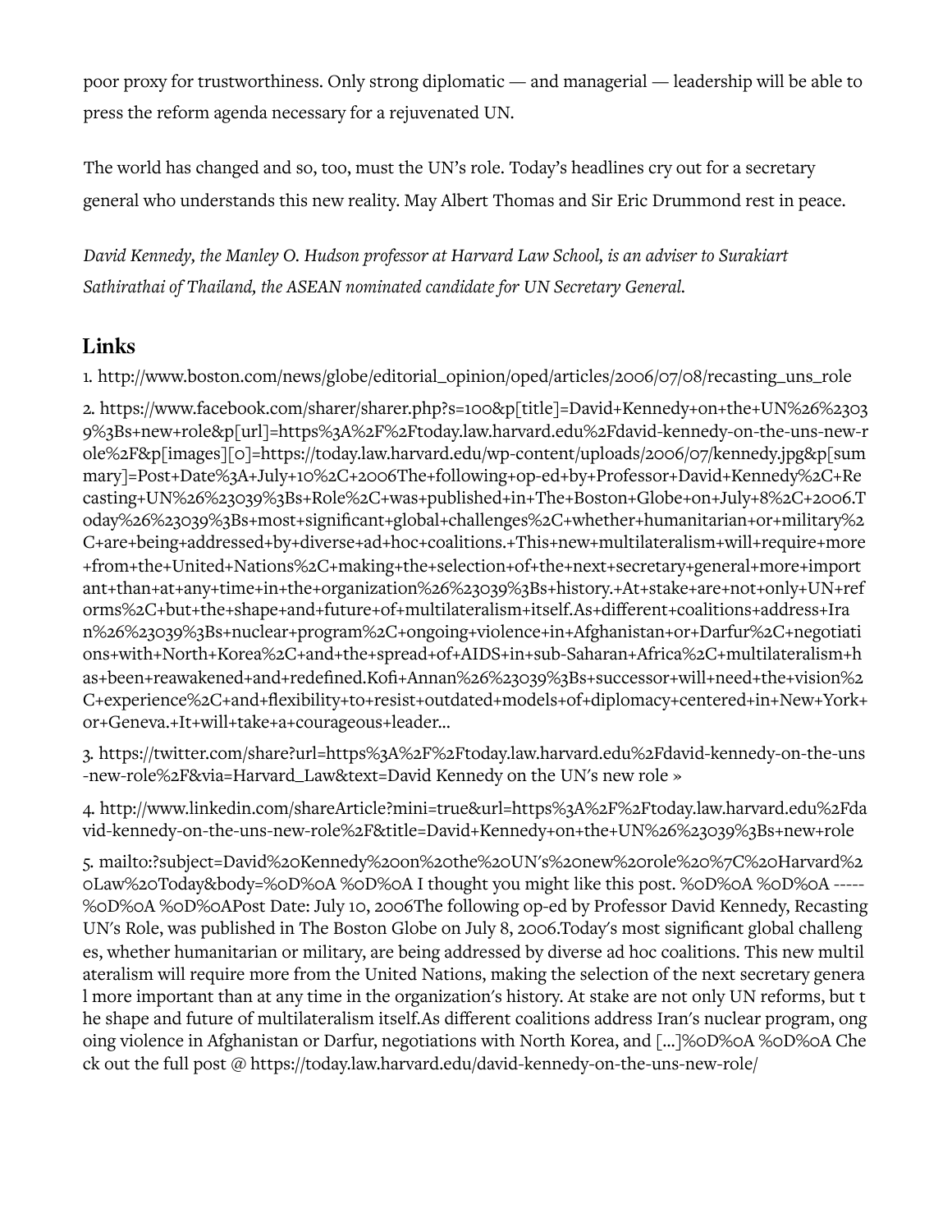poor proxy for trustworthiness. Only strong diplomatic — and managerial — leadership will be able to press the reform agenda necessary for a rejuvenated UN.

The world has changed and so, too, must the UN's role. Today's headlines cry out for a secretary general who understands this new reality. May Albert Thomas and Sir Eric Drummond rest in peace.

*David Kennedy, the Manley O. Hudson professor at Harvard Law School, is an adviser to Surakiart Sathirathai of Thailand, the ASEAN nominated candidate for UN Secretary General.*

## Links

1. http://www.boston.com/news/globe/editorial_opinion/oped/articles/2006/07/08/recasting_uns_role

2. https://www.facebook.com/sharer/sharer.php?s=100&p[title]=David+Kennedy+on+the+UN%26%23039%3Bs+new+role&p[url]=https%3A%2F%2Ftoday.law.harvard.edu%2Fdavid-kennedy-on-the-uns-new-role%2F&p[images][0]=https://today.law.harvard.edu/wp-content/uploads/2006/07/kennedy.jpg&p[summary]=Post+Date%3A+July+10%2C+2006The+following+op-ed+by+Professor+David+Kennedy%2C+Recasting+UN%26%23039%3Bs+Role%2C+was+published+in+The+Boston+Globe+on+July+8%2C+2006.Today%26%23039%3Bs+most+significant+global+challenges%2C+whether+humanitarian+or+military%2C+are+being+addressed+by+diverse+ad+hoc+coalitions.+This+new+multilateralism+will+require+more+from+the+United+Nations%2C+making+the+selection+of+the+next+secretary+general+more+important+than+at+any+time+in+the+organization%26%23039%3Bs+history.+At+stake+are+not+only+UN+reforms%2C+but+the+shape+and+future+of+multilateralism+itself.As+different+coalitions+address+Iran%26%23039%3Bs+nuclear+program%2C+ongoing+violence+in+Afghanistan+or+Darfur%2C+negotiations+with+North+Korea%2C+and+the+spread+of+AIDS+in+sub-Saharan+Africa%2C+multilateralism+has+been+reawakened+and+redefined.Kofi+Annan%26%23039%3Bs+successor+will+need+the+vision%2C+experience%2C+and+flexibility+to+resist+outdated+models+of+diplomacy+centered+in+New+York+or+Geneva.+It+will+take+a+courageous+leader...

3. https://twitter.com/share?url=https%3A%2F%2Ftoday.law.harvard.edu%2Fdavid-kennedy-on-the-uns-new-role%2F&via=Harvard_Law&text=David Kennedy on the UN's new role »

4. http://www.linkedin.com/shareArticle?mini=true&url=https%3A%2F%2Ftoday.law.harvard.edu%2Fdavid-kennedy-on-the-uns-new-role%2F&title=David+Kennedy+on+the+UN%26%23039%3Bs+new+role

5. mailto:?subject=David%20Kennedy%20on%20the%20UN's%20new%20role%20%7C%20Harvard%20Law%20Today&body=%0D%0A %0D%0A I thought you might like this post. %0D%0A %0D%0A ----- %0D%0A %0D%0APost Date: July 10, 2006The following op-ed by Professor David Kennedy, Recasting UN's Role, was published in The Boston Globe on July 8, 2006.Today's most significant global challenges, whether humanitarian or military, are being addressed by diverse ad hoc coalitions. This new multilateralism will require more from the United Nations, making the selection of the next secretary general more important than at any time in the organization's history. At stake are not only UN reforms, but the shape and future of multilateralism itself.As different coalitions address Iran's nuclear program, ongoing violence in Afghanistan or Darfur, negotiations with North Korea, and [...]%0D%0A %0D%0A Check out the full post @ https://today.law.harvard.edu/david-kennedy-on-the-uns-new-role/